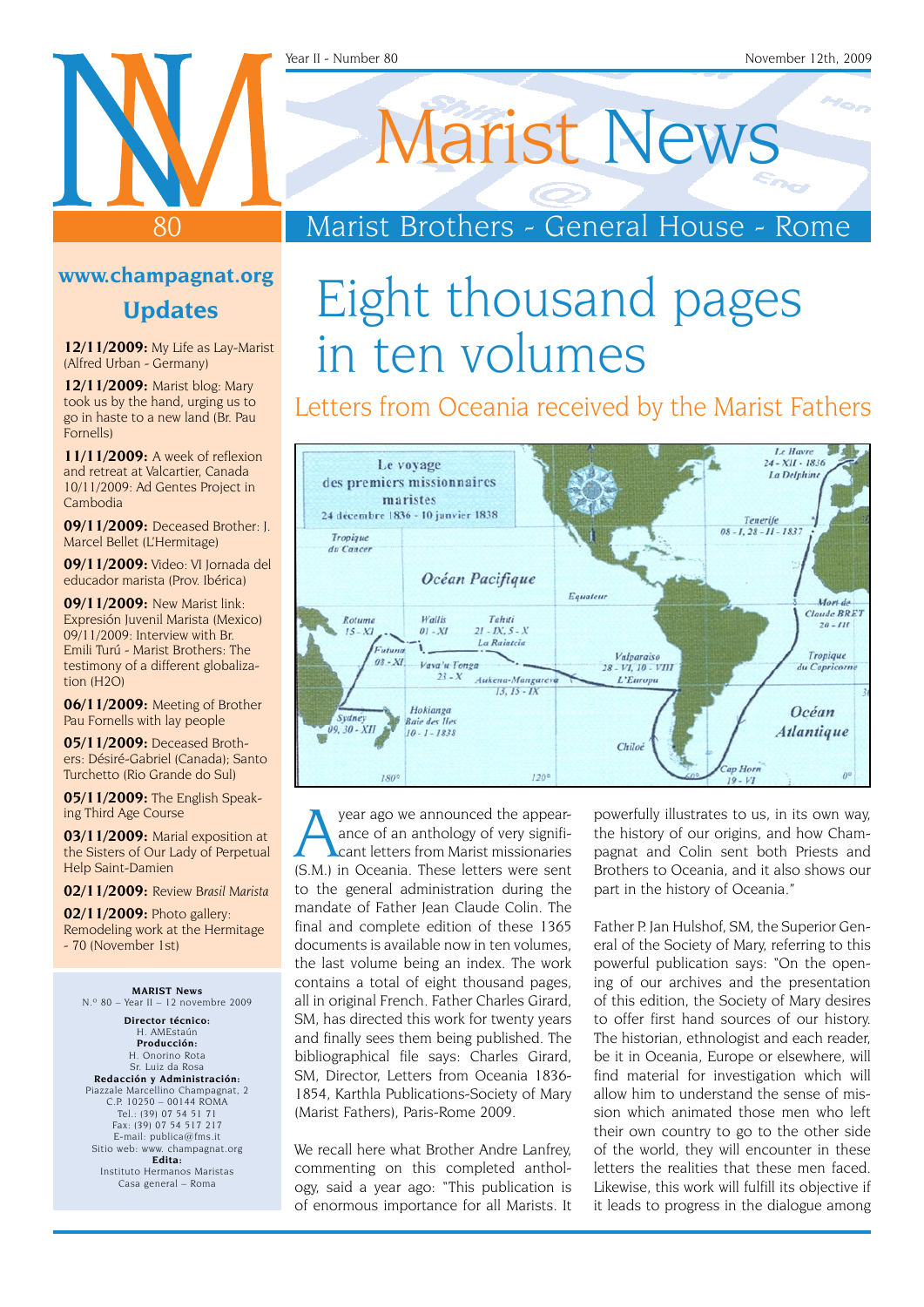Year II - Number 80 November 12th, 2009

# Marist News

## Marist Brothers - General House - Rome

### www.champagnat.org

### Updates

**12/11/2009:** My Life as Lay-Marist (Alfred Urban - Germany)

**12/11/2009:** Marist blog: Mary took us by the hand, urging us to go in haste to a new land (Br. Pau Fornells)

**11/11/2009:** A week of reflexion and retreat at Valcartier, Canada 10/11/2009: Ad Gentes Project in Cambodia

**09/11/2009:** Deceased Brother: J. Marcel Bellet (L'Hermitage)

**09/11/2009:** Video: VI Jornada del educador marista (Prov. Ibérica)

**09/11/2009:** New Marist link: Expresión Juvenil Marista (Mexico) 09/11/2009: Interview with Br. Emili Turú - Marist Brothers: The testimony of a different globalization (H2O)

**06/11/2009:** Meeting of Brother Pau Fornells with lay people

**05/11/2009:** Deceased Brothers: Désiré-Gabriel (Canada); Santo Turchetto (Rio Grande do Sul)

**05/11/2009:** The English Speaking Third Age Course

**03/11/2009:** Marial exposition at the Sisters of Our Lady of Perpetual Help Saint-Damien

**02/11/2009:** Review B*rasil Marista*

**02/11/2009:** Photo gallery: Remodeling work at the Hermitage - 70 (November 1st)

**MARIST News**
N.º 80 – Year II – 12 novembre 2009

**Director técnico:**
H. AMEstaún
**Producción:**
H. Onorino Rota
Sr. Luiz da Rosa
**Redacción y Administración:**
Piazzale Marcellino Champagnat, 2
C.P. 10250 – 00144 ROMA
Tel.: (39) 07 54 51 71
Fax: (39) 07 54 517 217
E-mail: publica@fms.it
Sitio web: www. champagnat.org
**Edita:**
Instituto Hermanos Maristas
Casa general – Roma

# Eight thousand pages in ten volumes

## Letters from Oceania received by the Marist Fathers

Le voyage des premiers missionnaires maristes
24 décembre 1836 - 10 janvier 1838

A year ago we announced the appearance of an anthology of very significant letters from Marist missionaries (S.M.) in Oceania. These letters were sent to the general administration during the mandate of Father Jean Claude Colin. The final and complete edition of these 1365 documents is available now in ten volumes, the last volume being an index. The work contains a total of eight thousand pages, all in original French. Father Charles Girard, SM, has directed this work for twenty years and finally sees them being published. The bibliographical file says: Charles Girard, SM, Director, Letters from Oceania 1836-1854, Karthla Publications-Society of Mary (Marist Fathers), Paris-Rome 2009.

We recall here what Brother Andre Lanfrey, commenting on this completed anthology, said a year ago: "This publication is of enormous importance for all Marists. It powerfully illustrates to us, in its own way, the history of our origins, and how Champagnat and Colin sent both Priests and Brothers to Oceania, and it also shows our part in the history of Oceania."

Father P. Jan Hulshof, SM, the Superior General of the Society of Mary, referring to this powerful publication says: "On the opening of our archives and the presentation of this edition, the Society of Mary desires to offer first hand sources of our history. The historian, ethnologist and each reader, be it in Oceania, Europe or elsewhere, will find material for investigation which will allow him to understand the sense of mission which animated those men who left their own country to go to the other side of the world, they will encounter in these letters the realities that these men faced. Likewise, this work will fulfill its objective if it leads to progress in the dialogue among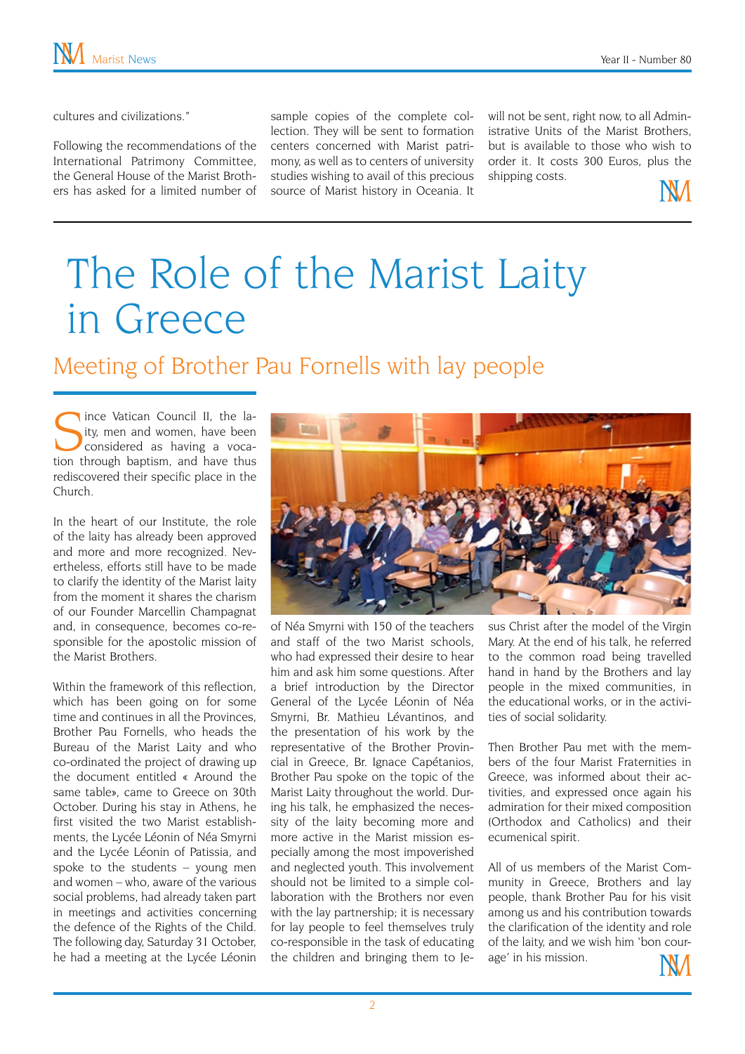cultures and civilizations."

Following the recommendations of the International Patrimony Committee, the General House of the Marist Brothers has asked for a limited number of sample copies of the complete collection. They will be sent to formation centers concerned with Marist patrimony, as well as to centers of university studies wishing to avail of this precious source of Marist history in Oceania. It will not be sent, right now, to all Administrative Units of the Marist Brothers, but is available to those who wish to order it. It costs 300 Euros, plus the shipping costs.

# The Role of the Marist Laity in Greece

## Meeting of Brother Pau Fornells with lay people

Since Vatican Council II, the laity, men and women, have been considered as having a vocation through baptism, and have thus rediscovered their specific place in the Church.

In the heart of our Institute, the role of the laity has already been approved and more and more recognized. Nevertheless, efforts still have to be made to clarify the identity of the Marist laity from the moment it shares the charism of our Founder Marcellin Champagnat and, in consequence, becomes co-responsible for the apostolic mission of the Marist Brothers.

Within the framework of this reflection, which has been going on for some time and continues in all the Provinces, Brother Pau Fornells, who heads the Bureau of the Marist Laity and who co-ordinated the project of drawing up the document entitled « Around the same table», came to Greece on 30th October. During his stay in Athens, he first visited the two Marist establishments, the Lycée Léonin of Néa Smyrni and the Lycée Léonin of Patissia, and spoke to the students – young men and women – who, aware of the various social problems, had already taken part in meetings and activities concerning the defence of the Rights of the Child. The following day, Saturday 31 October, he had a meeting at the Lycée Léonin of Néa Smyrni with 150 of the teachers and staff of the two Marist schools, who had expressed their desire to hear him and ask him some questions. After a brief introduction by the Director General of the Lycée Léonin of Néa Smyrni, Br. Mathieu Lévantinos, and the presentation of his work by the representative of the Brother Provincial in Greece, Br. Ignace Capétanios, Brother Pau spoke on the topic of the Marist Laity throughout the world. During his talk, he emphasized the necessity of the laity becoming more and more active in the Marist mission especially among the most impoverished and neglected youth. This involvement should not be limited to a simple collaboration with the Brothers nor even with the lay partnership; it is necessary for lay people to feel themselves truly co-responsible in the task of educating the children and bringing them to Jesus Christ after the model of the Virgin Mary. At the end of his talk, he referred to the common road being travelled hand in hand by the Brothers and lay people in the mixed communities, in the educational works, or in the activities of social solidarity.

Then Brother Pau met with the members of the four Marist Fraternities in Greece, was informed about their activities, and expressed once again his admiration for their mixed composition (Orthodox and Catholics) and their ecumenical spirit.

All of us members of the Marist Community in Greece, Brothers and lay people, thank Brother Pau for his visit among us and his contribution towards the clarification of the identity and role of the laity, and we wish him 'bon courage' in his mission.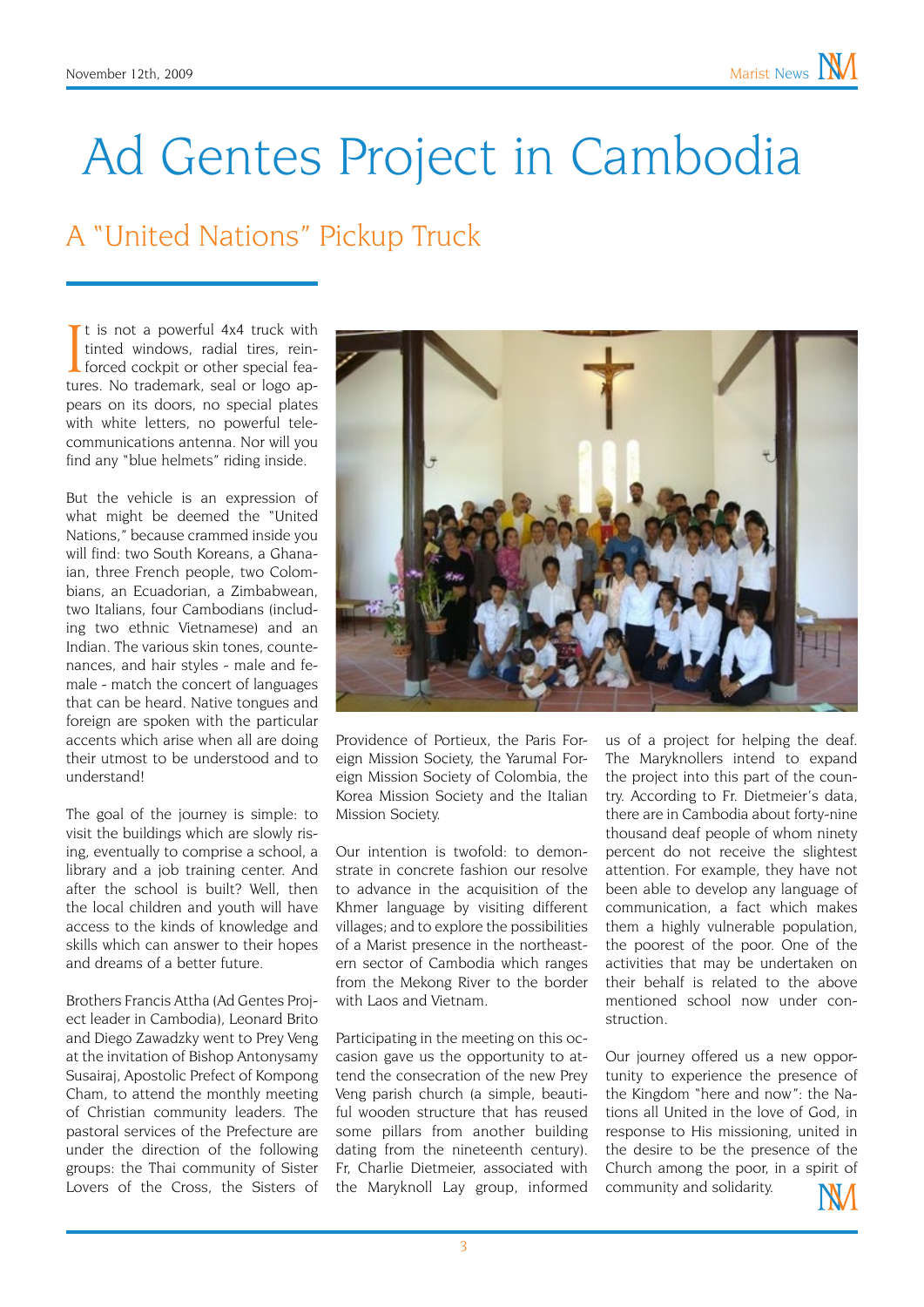# Ad Gentes Project in Cambodia

## A "United Nations" Pickup Truck

It is not a powerful 4x4 truck with tinted windows, radial tires, reinforced cockpit or other special features. No trademark, seal or logo appears on its doors, no special plates with white letters, no powerful telecommunications antenna. Nor will you find any "blue helmets" riding inside.

But the vehicle is an expression of what might be deemed the "United Nations," because crammed inside you will find: two South Koreans, a Ghanaian, three French people, two Colombians, an Ecuadorian, a Zimbabwean, two Italians, four Cambodians (including two ethnic Vietnamese) and an Indian. The various skin tones, countenances, and hair styles - male and female - match the concert of languages that can be heard. Native tongues and foreign are spoken with the particular accents which arise when all are doing their utmost to be understood and to understand!

The goal of the journey is simple: to visit the buildings which are slowly rising, eventually to comprise a school, a library and a job training center. And after the school is built? Well, then the local children and youth will have access to the kinds of knowledge and skills which can answer to their hopes and dreams of a better future.

Brothers Francis Attha (Ad Gentes Project leader in Cambodia), Leonard Brito and Diego Zawadzky went to Prey Veng at the invitation of Bishop Antonysamy Susairaj, Apostolic Prefect of Kompong Cham, to attend the monthly meeting of Christian community leaders. The pastoral services of the Prefecture are under the direction of the following groups: the Thai community of Sister Lovers of the Cross, the Sisters of Providence of Portieux, the Paris Foreign Mission Society, the Yarumal Foreign Mission Society of Colombia, the Korea Mission Society and the Italian Mission Society.

Our intention is twofold: to demonstrate in concrete fashion our resolve to advance in the acquisition of the Khmer language by visiting different villages; and to explore the possibilities of a Marist presence in the northeastern sector of Cambodia which ranges from the Mekong River to the border with Laos and Vietnam.

Participating in the meeting on this occasion gave us the opportunity to attend the consecration of the new Prey Veng parish church (a simple, beautiful wooden structure that has reused some pillars from another building dating from the nineteenth century). Fr, Charlie Dietmeier, associated with the Maryknoll Lay group, informed us of a project for helping the deaf. The Maryknollers intend to expand the project into this part of the country. According to Fr. Dietmeier's data, there are in Cambodia about forty-nine thousand deaf people of whom ninety percent do not receive the slightest attention. For example, they have not been able to develop any language of communication, a fact which makes them a highly vulnerable population, the poorest of the poor. One of the activities that may be undertaken on their behalf is related to the above mentioned school now under construction.

Our journey offered us a new opportunity to experience the presence of the Kingdom "here and now": the Nations all United in the love of God, in response to His missioning, united in the desire to be the presence of the Church among the poor, in a spirit of community and solidarity.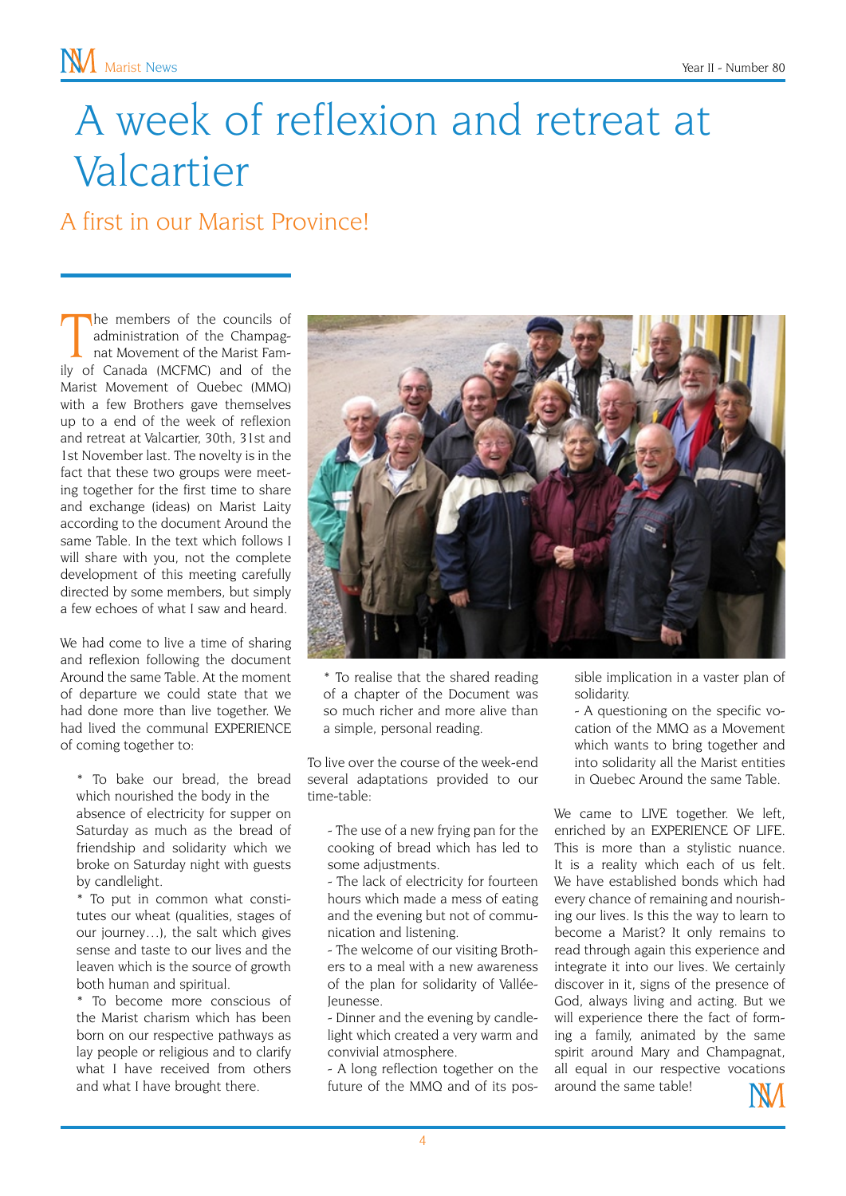# A week of reflexion and retreat at Valcartier

## A first in our Marist Province!

The members of the councils of administration of the Champagnat Movement of the Marist Family of Canada (MCFMC) and of the Marist Movement of Quebec (MMQ) with a few Brothers gave themselves up to a end of the week of reflexion and retreat at Valcartier, 30th, 31st and 1st November last. The novelty is in the fact that these two groups were meeting together for the first time to share and exchange (ideas) on Marist Laity according to the document Around the same Table. In the text which follows I will share with you, not the complete development of this meeting carefully directed by some members, but simply a few echoes of what I saw and heard.

We had come to live a time of sharing and reflexion following the document Around the same Table. At the moment of departure we could state that we had done more than live together. We had lived the communal EXPERIENCE of coming together to:

* To bake our bread, the bread which nourished the body in the absence of electricity for supper on Saturday as much as the bread of friendship and solidarity which we broke on Saturday night with guests by candlelight.
* To put in common what constitutes our wheat (qualities, stages of our journey…), the salt which gives sense and taste to our lives and the leaven which is the source of growth both human and spiritual.
* To become more conscious of the Marist charism which has been born on our respective pathways as lay people or religious and to clarify what I have received from others and what I have brought there.
* To realise that the shared reading of a chapter of the Document was so much richer and more alive than a simple, personal reading.

To live over the course of the week-end several adaptations provided to our time-table:

- The use of a new frying pan for the cooking of bread which has led to some adjustments.
- The lack of electricity for fourteen hours which made a mess of eating and the evening but not of communication and listening.
- The welcome of our visiting Brothers to a meal with a new awareness of the plan for solidarity of Vallée-Jeunesse.
- Dinner and the evening by candlelight which created a very warm and convivial atmosphere.
- A long reflection together on the future of the MMQ and of its possible implication in a vaster plan of solidarity.
- A questioning on the specific vocation of the MMQ as a Movement which wants to bring together and into solidarity all the Marist entities in Quebec Around the same Table.

We came to LIVE together. We left, enriched by an EXPERIENCE OF LIFE. This is more than a stylistic nuance. It is a reality which each of us felt. We have established bonds which had every chance of remaining and nourishing our lives. Is this the way to learn to become a Marist? It only remains to read through again this experience and integrate it into our lives. We certainly discover in it, signs of the presence of God, always living and acting. But we will experience there the fact of forming a family, animated by the same spirit around Mary and Champagnat, all equal in our respective vocations around the same table!